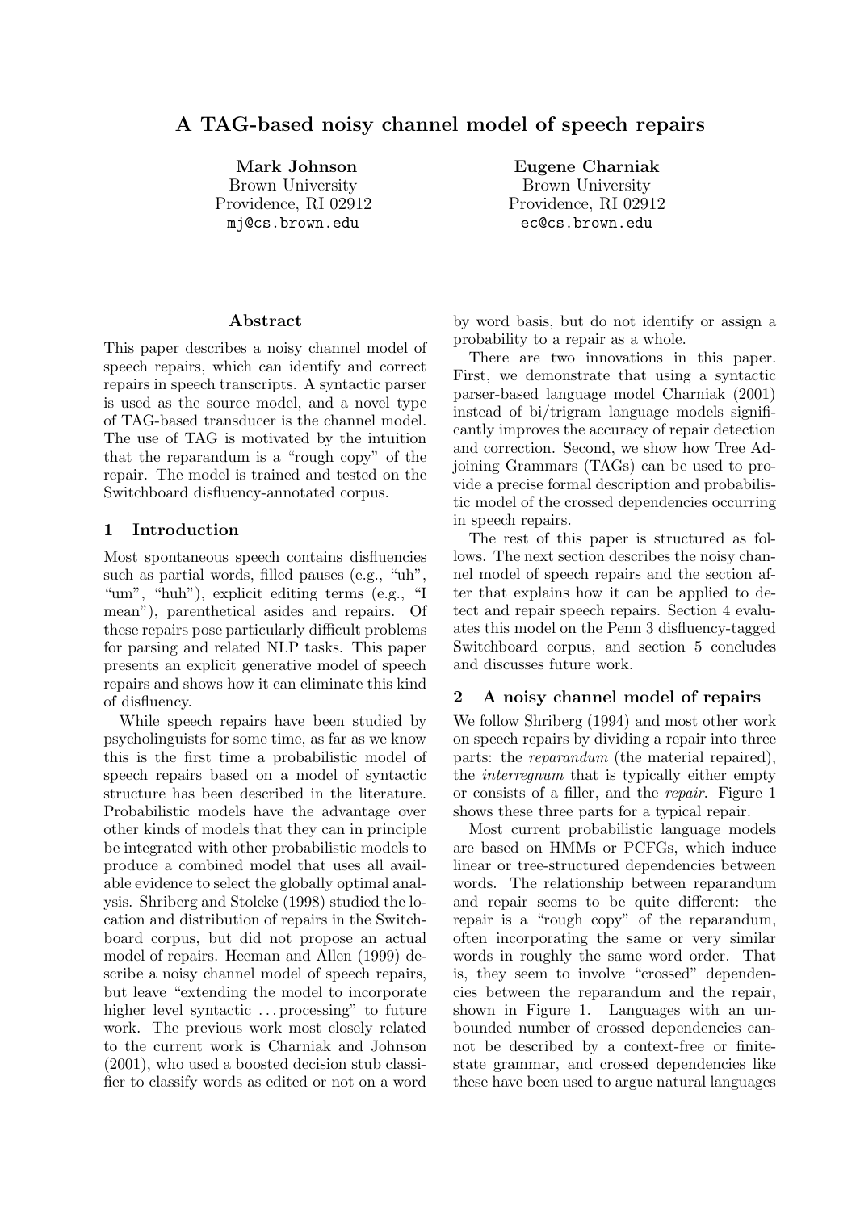# A TAG-based noisy channel model of speech repairs

**Mark Johnson**
Brown University
Providence, RI 02912
mj@cs.brown.edu

**Eugene Charniak**
Brown University
Providence, RI 02912
ec@cs.brown.edu

### Abstract

This paper describes a noisy channel model of speech repairs, which can identify and correct repairs in speech transcripts. A syntactic parser is used as the source model, and a novel type of TAG-based transducer is the channel model. The use of TAG is motivated by the intuition that the reparandum is a "rough copy" of the repair. The model is trained and tested on the Switchboard disfluency-annotated corpus.

## 1 Introduction

Most spontaneous speech contains disfluencies such as partial words, filled pauses (e.g., "uh", "um", "huh"), explicit editing terms (e.g., "I mean"), parenthetical asides and repairs. Of these repairs pose particularly difficult problems for parsing and related NLP tasks. This paper presents an explicit generative model of speech repairs and shows how it can eliminate this kind of disfluency.

While speech repairs have been studied by psycholinguists for some time, as far as we know this is the first time a probabilistic model of speech repairs based on a model of syntactic structure has been described in the literature. Probabilistic models have the advantage over other kinds of models that they can in principle be integrated with other probabilistic models to produce a combined model that uses all available evidence to select the globally optimal analysis. Shriberg and Stolcke (1998) studied the location and distribution of repairs in the Switchboard corpus, but did not propose an actual model of repairs. Heeman and Allen (1999) describe a noisy channel model of speech repairs, but leave "extending the model to incorporate higher level syntactic ... processing" to future work. The previous work most closely related to the current work is Charniak and Johnson (2001), who used a boosted decision stub classifier to classify words as edited or not on a word by word basis, but do not identify or assign a probability to a repair as a whole.

There are two innovations in this paper. First, we demonstrate that using a syntactic parser-based language model Charniak (2001) instead of bi/trigram language models significantly improves the accuracy of repair detection and correction. Second, we show how Tree Adjoining Grammars (TAGs) can be used to provide a precise formal description and probabilistic model of the crossed dependencies occurring in speech repairs.

The rest of this paper is structured as follows. The next section describes the noisy channel model of speech repairs and the section after that explains how it can be applied to detect and repair speech repairs. Section 4 evaluates this model on the Penn 3 disfluency-tagged Switchboard corpus, and section 5 concludes and discusses future work.

## 2 A noisy channel model of repairs

We follow Shriberg (1994) and most other work on speech repairs by dividing a repair into three parts: the *reparandum* (the material repaired), the *interregnum* that is typically either empty or consists of a filler, and the *repair*. Figure 1 shows these three parts for a typical repair.

Most current probabilistic language models are based on HMMs or PCFGs, which induce linear or tree-structured dependencies between words. The relationship between reparandum and repair seems to be quite different: the repair is a "rough copy" of the reparandum, often incorporating the same or very similar words in roughly the same word order. That is, they seem to involve "crossed" dependencies between the reparandum and the repair, shown in Figure 1. Languages with an unbounded number of crossed dependencies cannot be described by a context-free or finite-state grammar, and crossed dependencies like these have been used to argue natural languages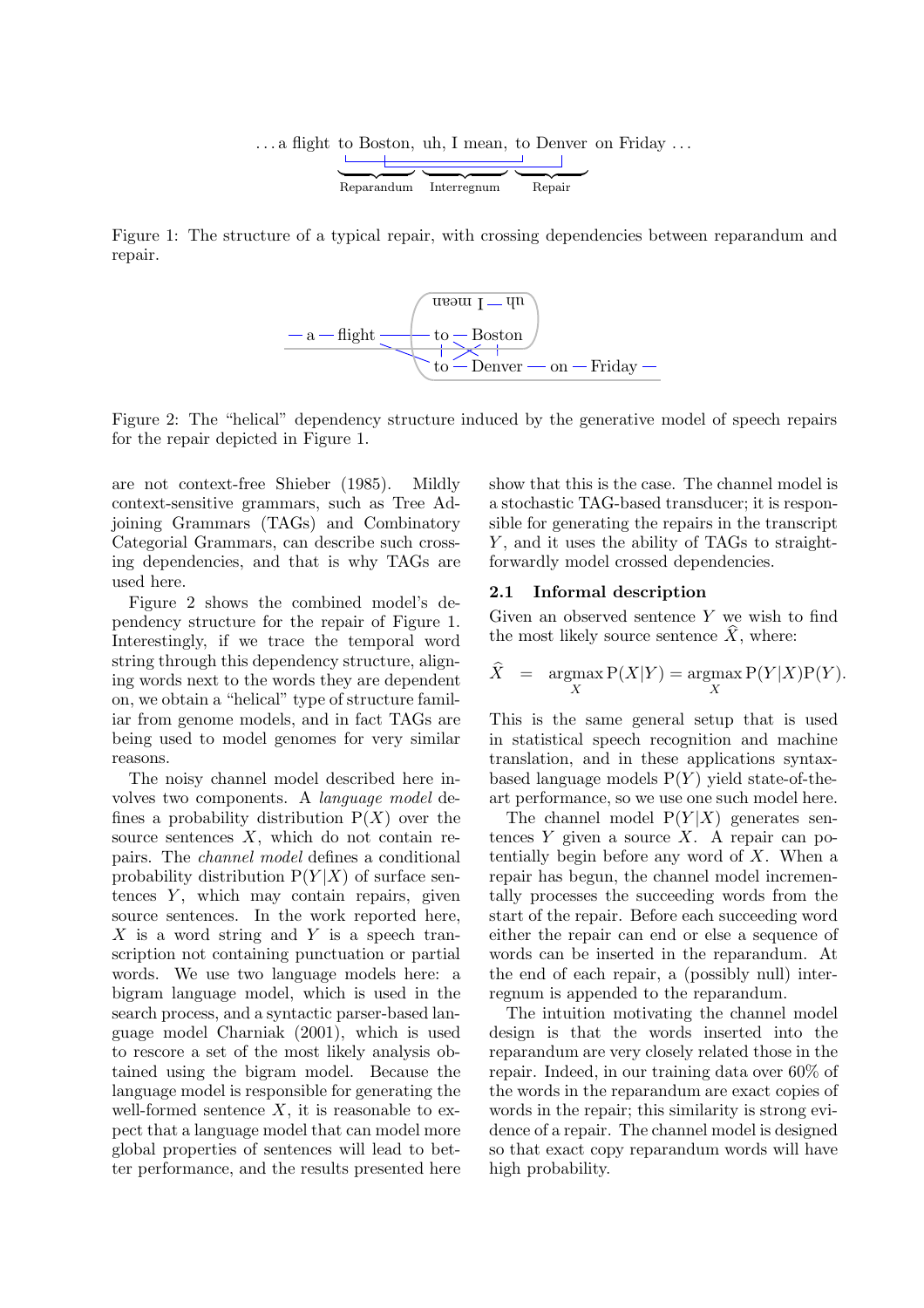. . . a flight to Boston, uh, I mean, to Denver on Friday . . .

Reparandum — Interregnum — Repair

Figure 1: The structure of a typical repair, with crossing dependencies between reparandum and repair.

Figure 2: The "helical" dependency structure induced by the generative model of speech repairs for the repair depicted in Figure 1.

are not context-free Shieber (1985). Mildly context-sensitive grammars, such as Tree Adjoining Grammars (TAGs) and Combinatory Categorial Grammars, can describe such crossing dependencies, and that is why TAGs are used here.

Figure 2 shows the combined model's dependency structure for the repair of Figure 1. Interestingly, if we trace the temporal word string through this dependency structure, aligning words next to the words they are dependent on, we obtain a "helical" type of structure familiar from genome models, and in fact TAGs are being used to model genomes for very similar reasons.

The noisy channel model described here involves two components. A *language model* defines a probability distribution $P(X)$ over the source sentences $X$, which do not contain repairs. The *channel model* defines a conditional probability distribution $P(Y|X)$ of surface sentences $Y$, which may contain repairs, given source sentences. In the work reported here, $X$ is a word string and $Y$ is a speech transcription not containing punctuation or partial words. We use two language models here: a bigram language model, which is used in the search process, and a syntactic parser-based language model Charniak (2001), which is used to rescore a set of the most likely analysis obtained using the bigram model. Because the language model is responsible for generating the well-formed sentence $X$, it is reasonable to expect that a language model that can model more global properties of sentences will lead to better performance, and the results presented here show that this is the case. The channel model is a stochastic TAG-based transducer; it is responsible for generating the repairs in the transcript $Y$, and it uses the ability of TAGs to straightforwardly model crossed dependencies.

## 2.1 Informal description

Given an observed sentence $Y$ we wish to find the most likely source sentence $\widehat{X}$, where:

$$\widehat{X} = \operatorname*{argmax}_X P(X|Y) = \operatorname*{argmax}_X P(Y|X)P(Y).$$

This is the same general setup that is used in statistical speech recognition and machine translation, and in these applications syntax-based language models $P(Y)$ yield state-of-the-art performance, so we use one such model here.

The channel model $P(Y|X)$ generates sentences $Y$ given a source $X$. A repair can potentially begin before any word of $X$. When a repair has begun, the channel model incrementally processes the succeeding words from the start of the repair. Before each succeeding word either the repair can end or else a sequence of words can be inserted in the reparandum. At the end of each repair, a (possibly null) interregnum is appended to the reparandum.

The intuition motivating the channel model design is that the words inserted into the reparandum are very closely related those in the repair. Indeed, in our training data over 60% of the words in the reparandum are exact copies of words in the repair; this similarity is strong evidence of a repair. The channel model is designed so that exact copy reparandum words will have high probability.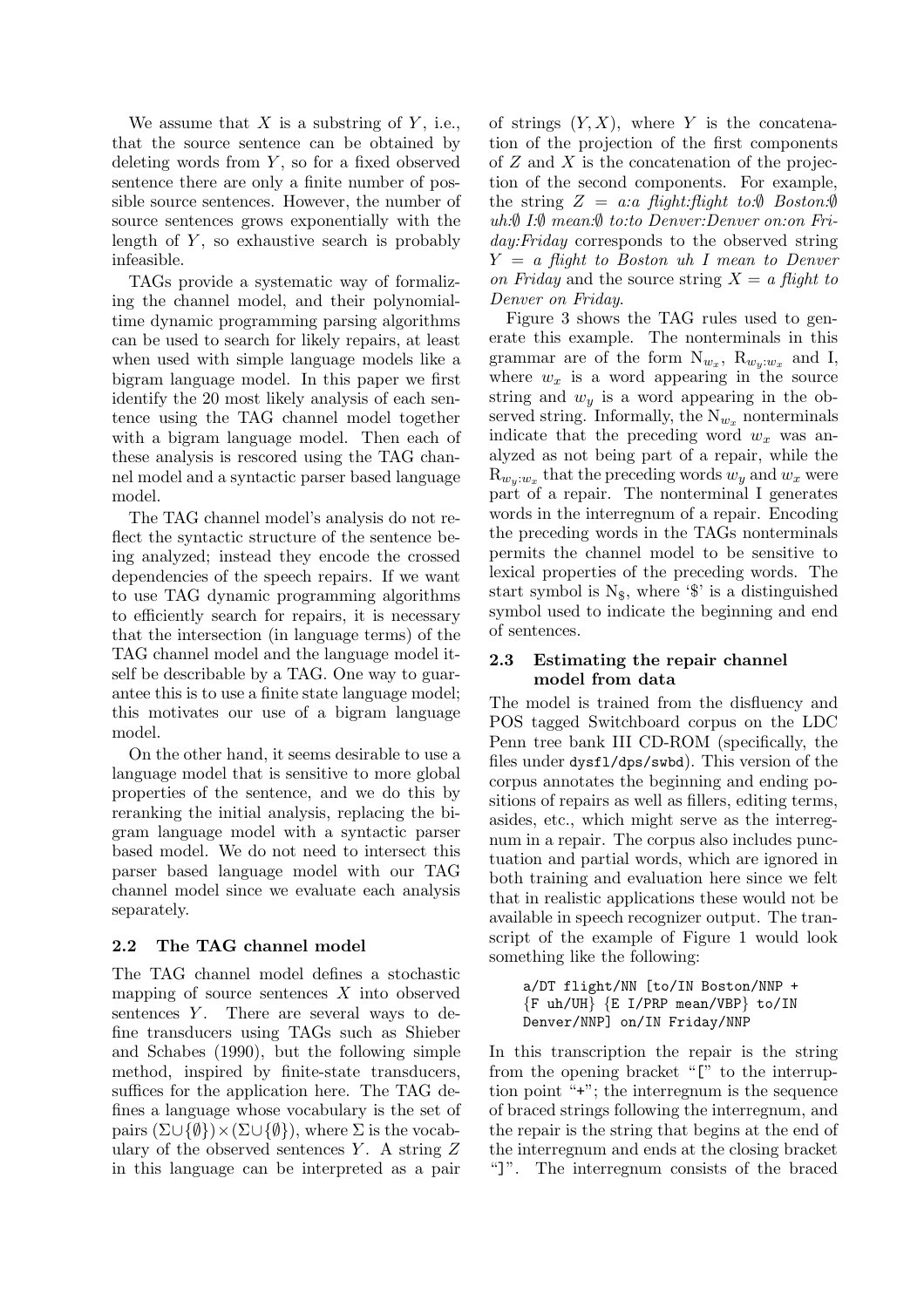We assume that $X$ is a substring of $Y$, i.e., that the source sentence can be obtained by deleting words from $Y$, so for a fixed observed sentence there are only a finite number of possible source sentences. However, the number of source sentences grows exponentially with the length of $Y$, so exhaustive search is probably infeasible.

TAGs provide a systematic way of formalizing the channel model, and their polynomial-time dynamic programming parsing algorithms can be used to search for likely repairs, at least when used with simple language models like a bigram language model. In this paper we first identify the 20 most likely analysis of each sentence using the TAG channel model together with a bigram language model. Then each of these analysis is rescored using the TAG channel model and a syntactic parser based language model.

The TAG channel model's analysis do not reflect the syntactic structure of the sentence being analyzed; instead they encode the crossed dependencies of the speech repairs. If we want to use TAG dynamic programming algorithms to efficiently search for repairs, it is necessary that the intersection (in language terms) of the TAG channel model and the language model itself be describable by a TAG. One way to guarantee this is to use a finite state language model; this motivates our use of a bigram language model.

On the other hand, it seems desirable to use a language model that is sensitive to more global properties of the sentence, and we do this by reranking the initial analysis, replacing the bigram language model with a syntactic parser based model. We do not need to intersect this parser based language model with our TAG channel model since we evaluate each analysis separately.

### 2.2 The TAG channel model

The TAG channel model defines a stochastic mapping of source sentences $X$ into observed sentences $Y$. There are several ways to define transducers using TAGs such as Shieber and Schabes (1990), but the following simple method, inspired by finite-state transducers, suffices for the application here. The TAG defines a language whose vocabulary is the set of pairs $(\Sigma \cup \{\emptyset\}) \times (\Sigma \cup \{\emptyset\})$, where $\Sigma$ is the vocabulary of the observed sentences $Y$. A string $Z$ in this language can be interpreted as a pair of strings $(Y, X)$, where $Y$ is the concatenation of the projection of the first components of $Z$ and $X$ is the concatenation of the projection of the second components. For example, the string $Z$ = *a:a flight:flight to:$\emptyset$ Boston:$\emptyset$ uh:$\emptyset$ I:$\emptyset$ mean:$\emptyset$ to:to Denver:Denver on:on Friday:Friday* corresponds to the observed string $Y$ = *a flight to Boston uh I mean to Denver on Friday* and the source string $X$ = *a flight to Denver on Friday*.

Figure 3 shows the TAG rules used to generate this example. The nonterminals in this grammar are of the form $\mathrm{N}_{w_x}$, $\mathrm{R}_{w_y:w_x}$ and I, where $w_x$ is a word appearing in the source string and $w_y$ is a word appearing in the observed string. Informally, the $\mathrm{N}_{w_x}$ nonterminals indicate that the preceding word $w_x$ was analyzed as not being part of a repair, while the $\mathrm{R}_{w_y:w_x}$ that the preceding words $w_y$ and $w_x$ were part of a repair. The nonterminal I generates words in the interregnum of a repair. Encoding the preceding words in the TAGs nonterminals permits the channel model to be sensitive to lexical properties of the preceding words. The start symbol is $\mathrm{N}_\$$, where '\$' is a distinguished symbol used to indicate the beginning and end of sentences.

### 2.3 Estimating the repair channel model from data

The model is trained from the disfluency and POS tagged Switchboard corpus on the LDC Penn tree bank III CD-ROM (specifically, the files under `dysfl/dps/swbd`). This version of the corpus annotates the beginning and ending positions of repairs as well as fillers, editing terms, asides, etc., which might serve as the interregnum in a repair. The corpus also includes punctuation and partial words, which are ignored in both training and evaluation here since we felt that in realistic applications these would not be available in speech recognizer output. The transcript of the example of Figure 1 would look something like the following:

```
a/DT flight/NN [to/IN Boston/NNP +
{F uh/UH} {E I/PRP mean/VBP} to/IN
Denver/NNP] on/IN Friday/NNP
```

In this transcription the repair is the string from the opening bracket "[" to the interruption point "+"; the interregnum is the sequence of braced strings following the interregnum, and the repair is the string that begins at the end of the interregnum and ends at the closing bracket "]". The interregnum consists of the braced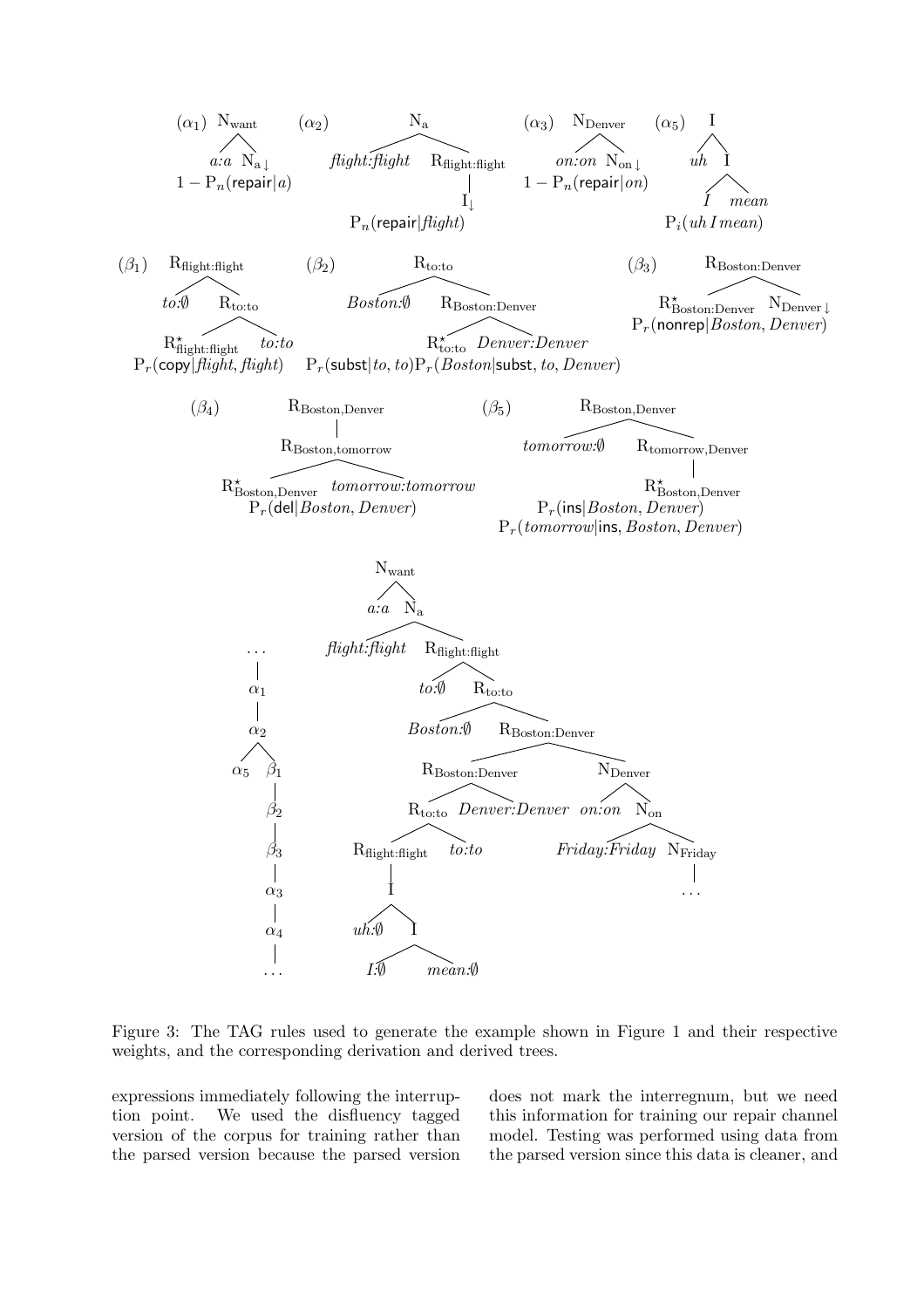Figure 3: The TAG rules used to generate the example shown in Figure 1 and their respective weights, and the corresponding derivation and derived trees.

expressions immediately following the interruption point. We used the disfluency tagged version of the corpus for training rather than the parsed version because the parsed version does not mark the interregnum, but we need this information for training our repair channel model. Testing was performed using data from the parsed version since this data is cleaner, and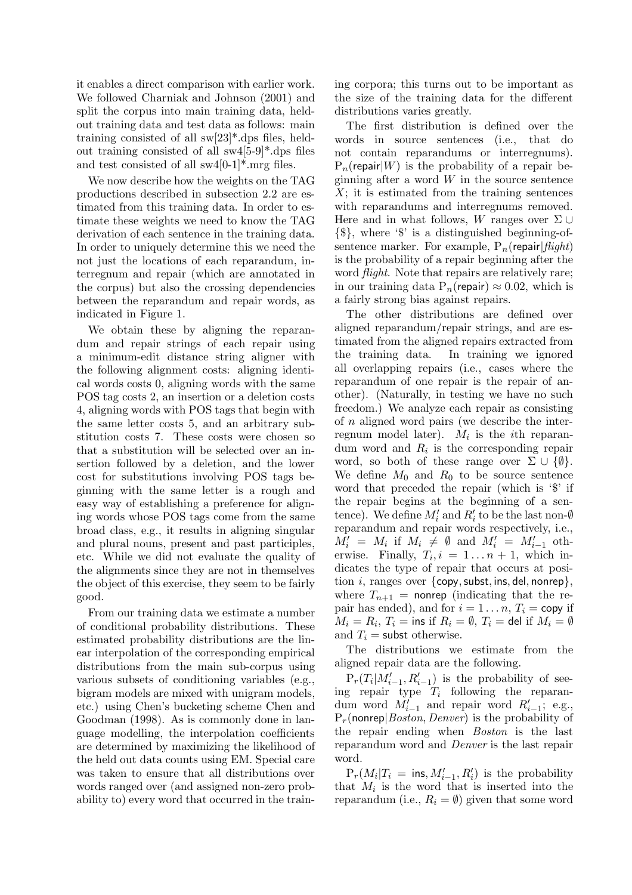it enables a direct comparison with earlier work. We followed Charniak and Johnson (2001) and split the corpus into main training data, held-out training data and test data as follows: main training consisted of all sw[23]*.dps files, held-out training consisted of all sw4[5-9]*.dps files and test consisted of all sw4[0-1]*.mrg files.

We now describe how the weights on the TAG productions described in subsection 2.2 are estimated from this training data. In order to estimate these weights we need to know the TAG derivation of each sentence in the training data. In order to uniquely determine this we need the not just the locations of each reparandum, interregnum and repair (which are annotated in the corpus) but also the crossing dependencies between the reparandum and repair words, as indicated in Figure 1.

We obtain these by aligning the reparandum and repair strings of each repair using a minimum-edit distance string aligner with the following alignment costs: aligning identical words costs 0, aligning words with the same POS tag costs 2, an insertion or a deletion costs 4, aligning words with POS tags that begin with the same letter costs 5, and an arbitrary substitution costs 7. These costs were chosen so that a substitution will be selected over an insertion followed by a deletion, and the lower cost for substitutions involving POS tags beginning with the same letter is a rough and easy way of establishing a preference for aligning words whose POS tags come from the same broad class, e.g., it results in aligning singular and plural nouns, present and past participles, etc. While we did not evaluate the quality of the alignments since they are not in themselves the object of this exercise, they seem to be fairly good.

From our training data we estimate a number of conditional probability distributions. These estimated probability distributions are the linear interpolation of the corresponding empirical distributions from the main sub-corpus using various subsets of conditioning variables (e.g., bigram models are mixed with unigram models, etc.) using Chen's bucketing scheme Chen and Goodman (1998). As is commonly done in language modelling, the interpolation coefficients are determined by maximizing the likelihood of the held out data counts using EM. Special care was taken to ensure that all distributions over words ranged over (and assigned non-zero probability to) every word that occurred in the training corpora; this turns out to be important as the size of the training data for the different distributions varies greatly.

The first distribution is defined over the words in source sentences (i.e., that do not contain reparandums or interregnums). $\mathrm{P}_n(\mathsf{repair}|W)$ is the probability of a repair beginning after a word $W$ in the source sentence $X$; it is estimated from the training sentences with reparandums and interregnums removed. Here and in what follows, $W$ ranges over $\Sigma \cup \{\$\}$, where '\$' is a distinguished beginning-of-sentence marker. For example, $\mathrm{P}_n(\mathsf{repair}|\mathit{flight})$ is the probability of a repair beginning after the word *flight*. Note that repairs are relatively rare; in our training data $\mathrm{P}_n(\mathsf{repair}) \approx 0.02$, which is a fairly strong bias against repairs.

The other distributions are defined over aligned reparandum/repair strings, and are estimated from the aligned repairs extracted from the training data. In training we ignored all overlapping repairs (i.e., cases where the reparandum of one repair is the repair of another). (Naturally, in testing we have no such freedom.) We analyze each repair as consisting of $n$ aligned word pairs (we describe the interregnum model later). $M_i$ is the $i$th reparandum word and $R_i$ is the corresponding repair word, so both of these range over $\Sigma \cup \{\emptyset\}$. We define $M_0$ and $R_0$ to be source sentence word that preceded the repair (which is '\$' if the repair begins at the beginning of a sentence). We define $M'_i$ and $R'_i$ to be the last non-$\emptyset$ reparandum and repair words respectively, i.e., $M'_i = M_i$ if $M_i \neq \emptyset$ and $M'_i = M'_{i-1}$ otherwise. Finally, $T_i, i = 1 \ldots n+1$, which indicates the type of repair that occurs at position $i$, ranges over $\{\mathsf{copy}, \mathsf{subst}, \mathsf{ins}, \mathsf{del}, \mathsf{nonrep}\}$, where $T_{n+1} = \mathsf{nonrep}$ (indicating that the repair has ended), and for $i = 1 \ldots n$, $T_i = \mathsf{copy}$ if $M_i = R_i$, $T_i = \mathsf{ins}$ if $R_i = \emptyset$, $T_i = \mathsf{del}$ if $M_i = \emptyset$ and $T_i = \mathsf{subst}$ otherwise.

The distributions we estimate from the aligned repair data are the following.

$\mathrm{P}_r(T_i|M'_{i-1}, R'_{i-1})$ is the probability of seeing repair type $T_i$ following the reparandum word $M'_{i-1}$ and repair word $R'_{i-1}$; e.g., $\mathrm{P}_r(\mathsf{nonrep}|\mathit{Boston}, \mathit{Denver})$ is the probability of the repair ending when *Boston* is the last reparandum word and *Denver* is the last repair word.

$\mathrm{P}_r(M_i|T_i = \mathsf{ins}, M'_{i-1}, R'_i)$ is the probability that $M_i$ is the word that is inserted into the reparandum (i.e., $R_i = \emptyset$) given that some word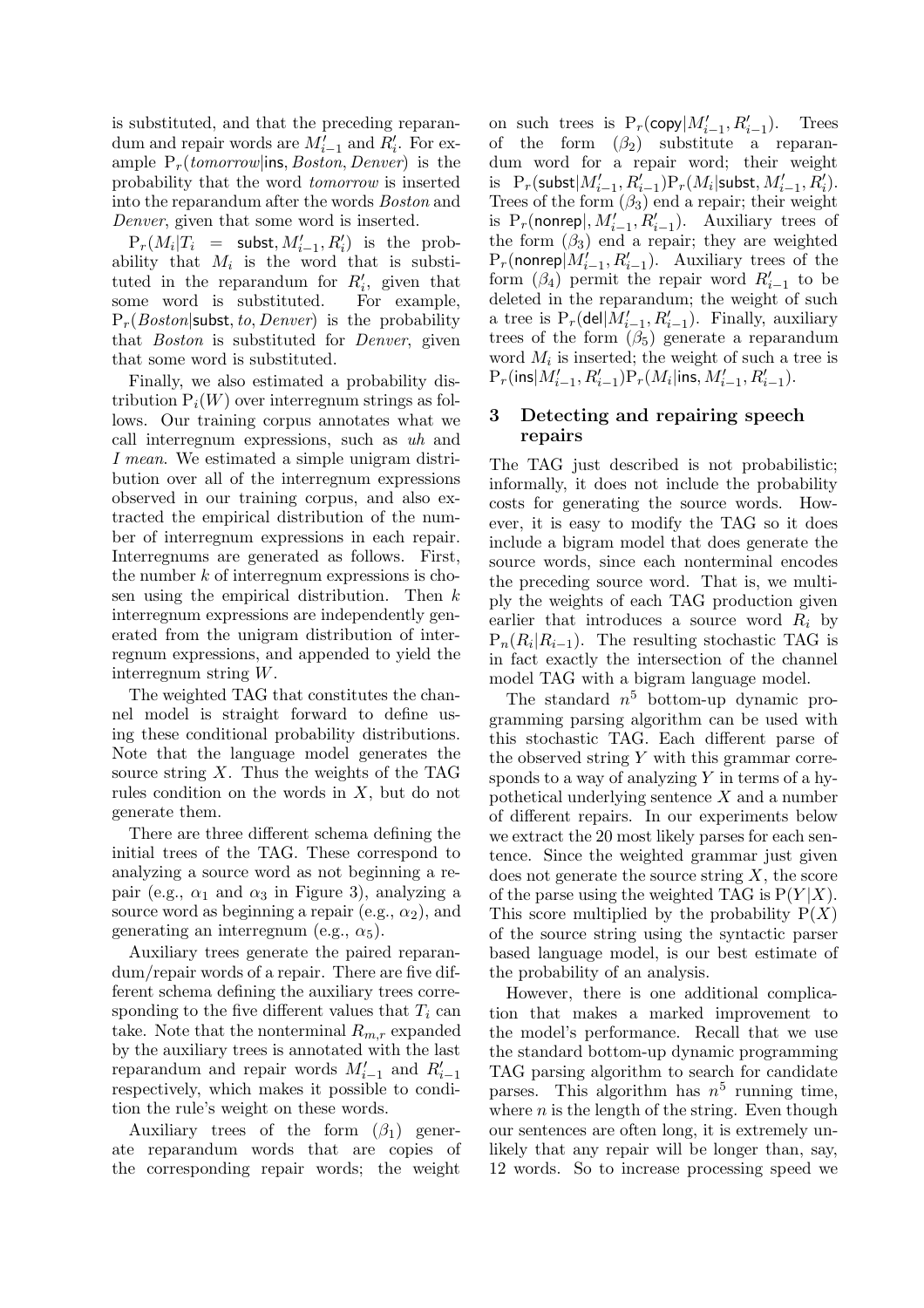is substituted, and that the preceding reparandum and repair words are $M'_{i-1}$ and $R'_i$. For example $\mathrm{P}_r(\textit{tomorrow}|\mathsf{ins}, \textit{Boston}, \textit{Denver})$ is the probability that the word *tomorrow* is inserted into the reparandum after the words *Boston* and *Denver*, given that some word is inserted.

$\mathrm{P}_r(M_i|T_i = \mathsf{subst}, M'_{i-1}, R'_i)$ is the probability that $M_i$ is the word that is substituted in the reparandum for $R'_i$, given that some word is substituted. For example, $\mathrm{P}_r(\textit{Boston}|\mathsf{subst}, \textit{to}, \textit{Denver})$ is the probability that *Boston* is substituted for *Denver*, given that some word is substituted.

Finally, we also estimated a probability distribution $\mathrm{P}_i(W)$ over interregnum strings as follows. Our training corpus annotates what we call interregnum expressions, such as *uh* and *I mean*. We estimated a simple unigram distribution over all of the interregnum expressions observed in our training corpus, and also extracted the empirical distribution of the number of interregnum expressions in each repair. Interregnums are generated as follows. First, the number $k$ of interregnum expressions is chosen using the empirical distribution. Then $k$ interregnum expressions are independently generated from the unigram distribution of interregnum expressions, and appended to yield the interregnum string $W$.

The weighted TAG that constitutes the channel model is straight forward to define using these conditional probability distributions. Note that the language model generates the source string $X$. Thus the weights of the TAG rules condition on the words in $X$, but do not generate them.

There are three different schema defining the initial trees of the TAG. These correspond to analyzing a source word as not beginning a repair (e.g., $\alpha_1$ and $\alpha_3$ in Figure 3), analyzing a source word as beginning a repair (e.g., $\alpha_2$), and generating an interregnum (e.g., $\alpha_5$).

Auxiliary trees generate the paired reparandum/repair words of a repair. There are five different schema defining the auxiliary trees corresponding to the five different values that $T_i$ can take. Note that the nonterminal $R_{m,r}$ expanded by the auxiliary trees is annotated with the last reparandum and repair words $M'_{i-1}$ and $R'_{i-1}$ respectively, which makes it possible to condition the rule's weight on these words.

Auxiliary trees of the form ($\beta_1$) generate reparandum words that are copies of the corresponding repair words; the weight on such trees is $\mathrm{P}_r(\mathsf{copy}|M'_{i-1}, R'_{i-1})$. Trees of the form ($\beta_2$) substitute a reparandum word for a repair word; their weight is $\mathrm{P}_r(\mathsf{subst}|M'_{i-1}, R'_{i-1})\mathrm{P}_r(M_i|\mathsf{subst}, M'_{i-1}, R'_i)$. Trees of the form ($\beta_3$) end a repair; their weight is $\mathrm{P}_r(\mathsf{nonrep}|, M'_{i-1}, R'_{i-1})$. Auxiliary trees of the form ($\beta_3$) end a repair; they are weighted $\mathrm{P}_r(\mathsf{nonrep}|M'_{i-1}, R'_{i-1})$. Auxiliary trees of the form ($\beta_4$) permit the repair word $R'_{i-1}$ to be deleted in the reparandum; the weight of such a tree is $\mathrm{P}_r(\mathsf{del}|M'_{i-1}, R'_{i-1})$. Finally, auxiliary trees of the form ($\beta_5$) generate a reparandum word $M_i$ is inserted; the weight of such a tree is $\mathrm{P}_r(\mathsf{ins}|M'_{i-1}, R'_{i-1})\mathrm{P}_r(M_i|\mathsf{ins}, M'_{i-1}, R'_{i-1})$.

## 3 Detecting and repairing speech repairs

The TAG just described is not probabilistic; informally, it does not include the probability costs for generating the source words. However, it is easy to modify the TAG so it does include a bigram model that does generate the source words, since each nonterminal encodes the preceding source word. That is, we multiply the weights of each TAG production given earlier that introduces a source word $R_i$ by $\mathrm{P}_n(R_i|R_{i-1})$. The resulting stochastic TAG is in fact exactly the intersection of the channel model TAG with a bigram language model.

The standard $n^5$ bottom-up dynamic programming parsing algorithm can be used with this stochastic TAG. Each different parse of the observed string $Y$ with this grammar corresponds to a way of analyzing $Y$ in terms of a hypothetical underlying sentence $X$ and a number of different repairs. In our experiments below we extract the 20 most likely parses for each sentence. Since the weighted grammar just given does not generate the source string $X$, the score of the parse using the weighted TAG is $\mathrm{P}(Y|X)$. This score multiplied by the probability $\mathrm{P}(X)$ of the source string using the syntactic parser based language model, is our best estimate of the probability of an analysis.

However, there is one additional complication that makes a marked improvement to the model's performance. Recall that we use the standard bottom-up dynamic programming TAG parsing algorithm to search for candidate parses. This algorithm has $n^5$ running time, where $n$ is the length of the string. Even though our sentences are often long, it is extremely unlikely that any repair will be longer than, say, 12 words. So to increase processing speed we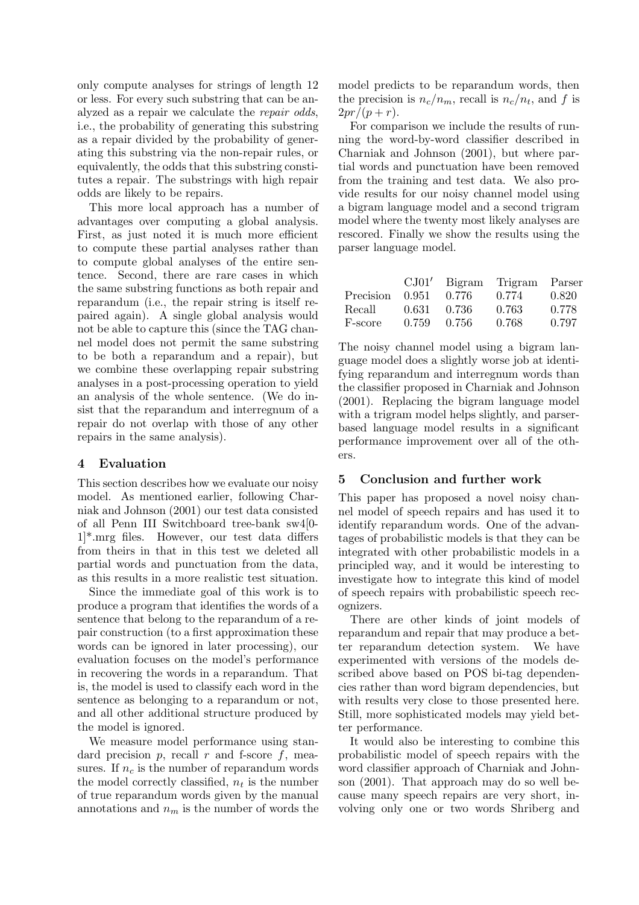only compute analyses for strings of length 12 or less. For every such substring that can be analyzed as a repair we calculate the *repair odds*, i.e., the probability of generating this substring as a repair divided by the probability of generating this substring via the non-repair rules, or equivalently, the odds that this substring constitutes a repair. The substrings with high repair odds are likely to be repairs.

This more local approach has a number of advantages over computing a global analysis. First, as just noted it is much more efficient to compute these partial analyses rather than to compute global analyses of the entire sentence. Second, there are rare cases in which the same substring functions as both repair and reparandum (i.e., the repair string is itself repaired again). A single global analysis would not be able to capture this (since the TAG channel model does not permit the same substring to be both a reparandum and a repair), but we combine these overlapping repair substring analyses in a post-processing operation to yield an analysis of the whole sentence. (We do insist that the reparandum and interregnum of a repair do not overlap with those of any other repairs in the same analysis).

## 4 Evaluation

This section describes how we evaluate our noisy model. As mentioned earlier, following Charniak and Johnson (2001) our test data consisted of all Penn III Switchboard tree-bank sw4[0-1]*.mrg files. However, our test data differs from theirs in that in this test we deleted all partial words and punctuation from the data, as this results in a more realistic test situation.

Since the immediate goal of this work is to produce a program that identifies the words of a sentence that belong to the reparandum of a repair construction (to a first approximation these words can be ignored in later processing), our evaluation focuses on the model's performance in recovering the words in a reparandum. That is, the model is used to classify each word in the sentence as belonging to a reparandum or not, and all other additional structure produced by the model is ignored.

We measure model performance using standard precision $p$, recall $r$ and f-score $f$, measures. If $n_c$ is the number of reparandum words the model correctly classified, $n_t$ is the number of true reparandum words given by the manual annotations and $n_m$ is the number of words the model predicts to be reparandum words, then the precision is $n_c/n_m$, recall is $n_c/n_t$, and $f$ is $2pr/(p+r)$.

For comparison we include the results of running the word-by-word classifier described in Charniak and Johnson (2001), but where partial words and punctuation have been removed from the training and test data. We also provide results for our noisy channel model using a bigram language model and a second trigram model where the twenty most likely analyses are rescored. Finally we show the results using the parser language model.

| | CJ01′ | Bigram | Trigram | Parser |
|---|---|---|---|---|
| Precision | 0.951 | 0.776 | 0.774 | 0.820 |
| Recall | 0.631 | 0.736 | 0.763 | 0.778 |
| F-score | 0.759 | 0.756 | 0.768 | 0.797 |

The noisy channel model using a bigram language model does a slightly worse job at identifying reparandum and interregnum words than the classifier proposed in Charniak and Johnson (2001). Replacing the bigram language model with a trigram model helps slightly, and parser-based language model results in a significant performance improvement over all of the others.

## 5 Conclusion and further work

This paper has proposed a novel noisy channel model of speech repairs and has used it to identify reparandum words. One of the advantages of probabilistic models is that they can be integrated with other probabilistic models in a principled way, and it would be interesting to investigate how to integrate this kind of model of speech repairs with probabilistic speech recognizers.

There are other kinds of joint models of reparandum and repair that may produce a better reparandum detection system. We have experimented with versions of the models described above based on POS bi-tag dependencies rather than word bigram dependencies, but with results very close to those presented here. Still, more sophisticated models may yield better performance.

It would also be interesting to combine this probabilistic model of speech repairs with the word classifier approach of Charniak and Johnson (2001). That approach may do so well because many speech repairs are very short, involving only one or two words Shriberg and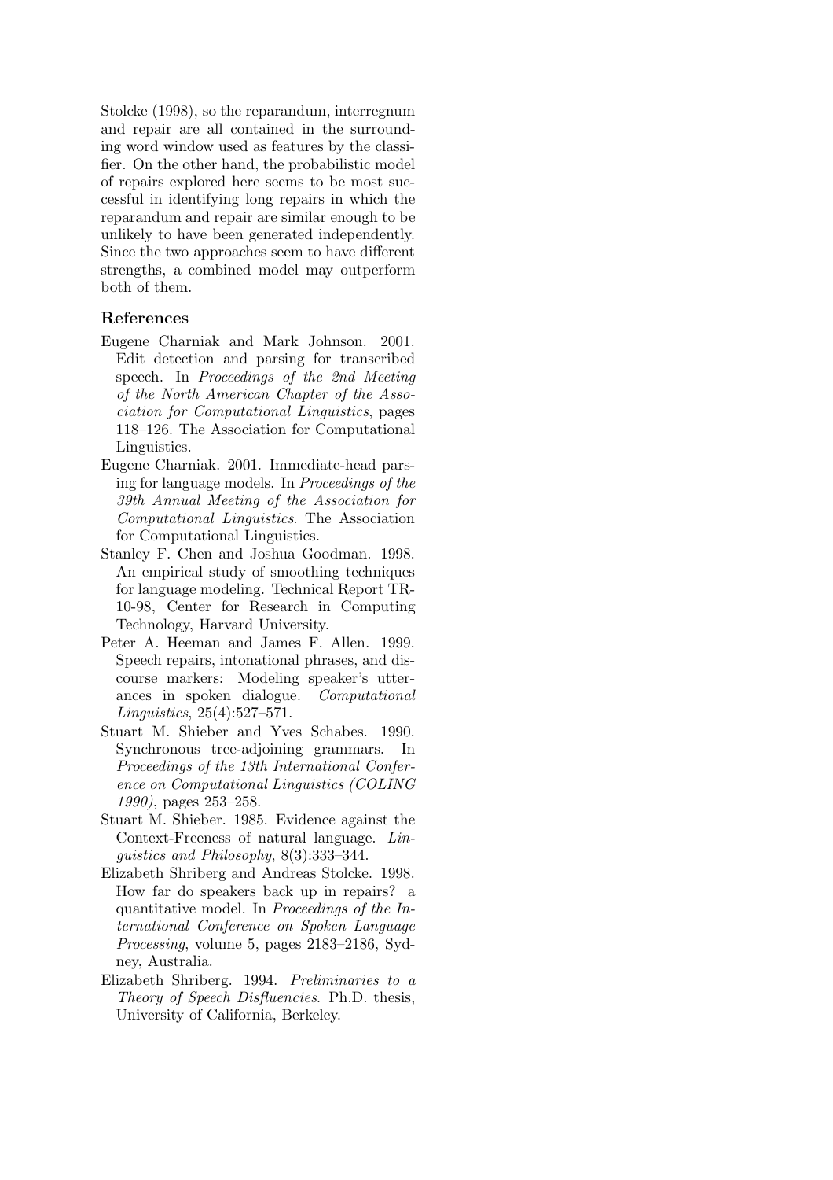Stolcke (1998), so the reparandum, interregnum and repair are all contained in the surrounding word window used as features by the classifier. On the other hand, the probabilistic model of repairs explored here seems to be most successful in identifying long repairs in which the reparandum and repair are similar enough to be unlikely to have been generated independently. Since the two approaches seem to have different strengths, a combined model may outperform both of them.

## References

Eugene Charniak and Mark Johnson. 2001. Edit detection and parsing for transcribed speech. In *Proceedings of the 2nd Meeting of the North American Chapter of the Association for Computational Linguistics*, pages 118–126. The Association for Computational Linguistics.

Eugene Charniak. 2001. Immediate-head parsing for language models. In *Proceedings of the 39th Annual Meeting of the Association for Computational Linguistics*. The Association for Computational Linguistics.

Stanley F. Chen and Joshua Goodman. 1998. An empirical study of smoothing techniques for language modeling. Technical Report TR-10-98, Center for Research in Computing Technology, Harvard University.

Peter A. Heeman and James F. Allen. 1999. Speech repairs, intonational phrases, and discourse markers: Modeling speaker's utterances in spoken dialogue. *Computational Linguistics*, 25(4):527–571.

Stuart M. Shieber and Yves Schabes. 1990. Synchronous tree-adjoining grammars. In *Proceedings of the 13th International Conference on Computational Linguistics (COLING 1990)*, pages 253–258.

Stuart M. Shieber. 1985. Evidence against the Context-Freeness of natural language. *Linguistics and Philosophy*, 8(3):333–344.

Elizabeth Shriberg and Andreas Stolcke. 1998. How far do speakers back up in repairs? a quantitative model. In *Proceedings of the International Conference on Spoken Language Processing*, volume 5, pages 2183–2186, Sydney, Australia.

Elizabeth Shriberg. 1994. *Preliminaries to a Theory of Speech Disfluencies*. Ph.D. thesis, University of California, Berkeley.